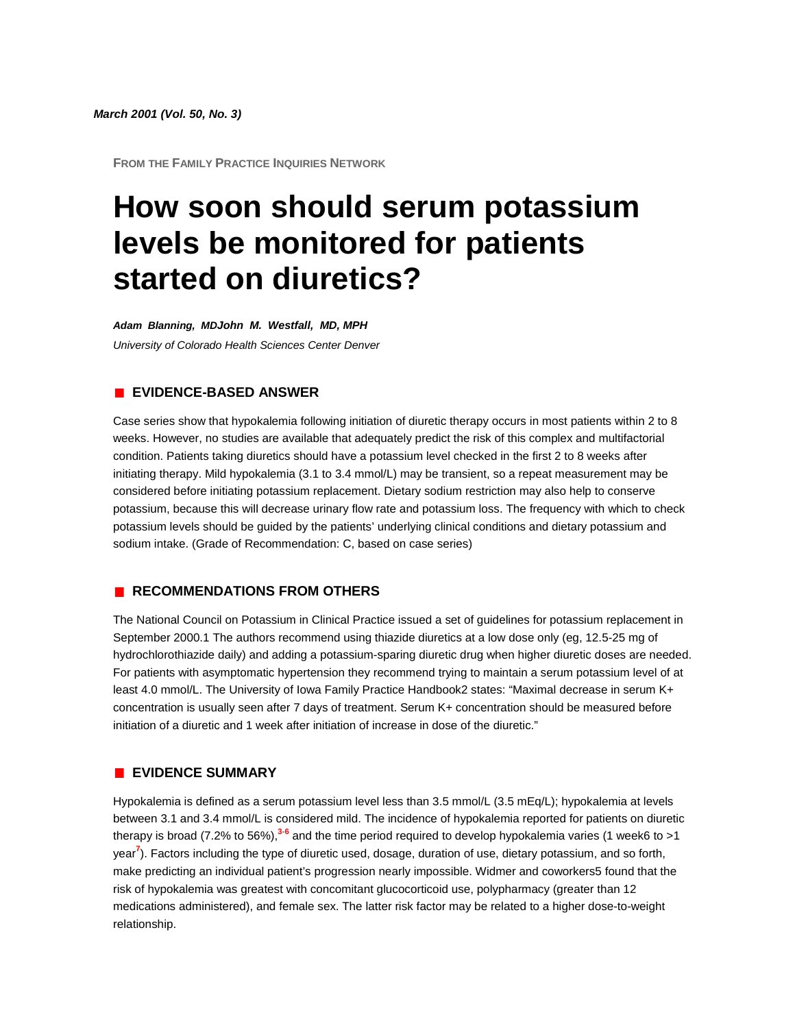*March 2001 (Vol. 50, No. 3)*

FROM THE FAMILY PRACTICE INQUIRIES NETWORK

# How soon should serum potassium levels be monitored for patients started on diuretics?

***Adam Blanning, MDJohn M. Westfall, MD, MPH***

*University of Colorado Health Sciences Center Denver*

## EVIDENCE-BASED ANSWER

Case series show that hypokalemia following initiation of diuretic therapy occurs in most patients within 2 to 8 weeks. However, no studies are available that adequately predict the risk of this complex and multifactorial condition. Patients taking diuretics should have a potassium level checked in the first 2 to 8 weeks after initiating therapy. Mild hypokalemia (3.1 to 3.4 mmol/L) may be transient, so a repeat measurement may be considered before initiating potassium replacement. Dietary sodium restriction may also help to conserve potassium, because this will decrease urinary flow rate and potassium loss. The frequency with which to check potassium levels should be guided by the patients' underlying clinical conditions and dietary potassium and sodium intake. (Grade of Recommendation: C, based on case series)

## RECOMMENDATIONS FROM OTHERS

The National Council on Potassium in Clinical Practice issued a set of guidelines for potassium replacement in September 2000.1 The authors recommend using thiazide diuretics at a low dose only (eg, 12.5-25 mg of hydrochlorothiazide daily) and adding a potassium-sparing diuretic drug when higher diuretic doses are needed. For patients with asymptomatic hypertension they recommend trying to maintain a serum potassium level of at least 4.0 mmol/L. The University of Iowa Family Practice Handbook2 states: "Maximal decrease in serum K+ concentration is usually seen after 7 days of treatment. Serum K+ concentration should be measured before initiation of a diuretic and 1 week after initiation of increase in dose of the diuretic."

## EVIDENCE SUMMARY

Hypokalemia is defined as a serum potassium level less than 3.5 mmol/L (3.5 mEq/L); hypokalemia at levels between 3.1 and 3.4 mmol/L is considered mild. The incidence of hypokalemia reported for patients on diuretic therapy is broad (7.2% to 56%),[3-6] and the time period required to develop hypokalemia varies (1 week6 to >1 year[7]). Factors including the type of diuretic used, dosage, duration of use, dietary potassium, and so forth, make predicting an individual patient's progression nearly impossible. Widmer and coworkers5 found that the risk of hypokalemia was greatest with concomitant glucocorticoid use, polypharmacy (greater than 12 medications administered), and female sex. The latter risk factor may be related to a higher dose-to-weight relationship.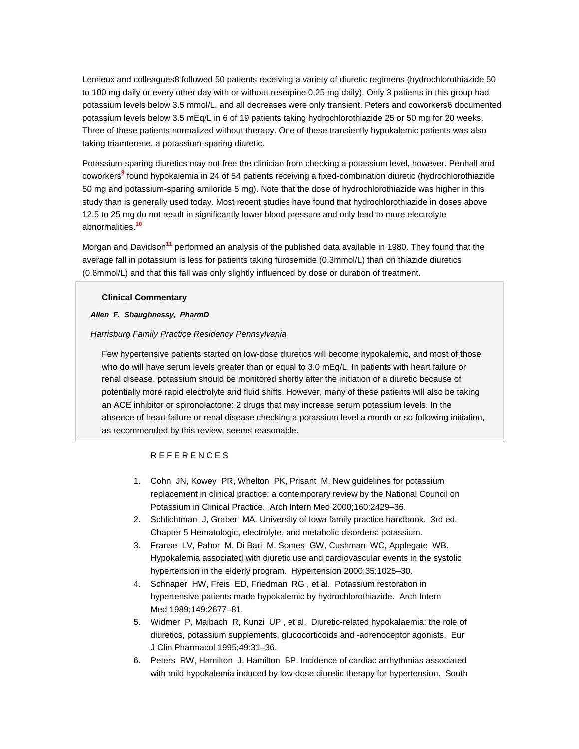Lemieux and colleagues8 followed 50 patients receiving a variety of diuretic regimens (hydrochlorothiazide 50 to 100 mg daily or every other day with or without reserpine 0.25 mg daily). Only 3 patients in this group had potassium levels below 3.5 mmol/L, and all decreases were only transient. Peters and coworkers6 documented potassium levels below 3.5 mEq/L in 6 of 19 patients taking hydrochlorothiazide 25 or 50 mg for 20 weeks. Three of these patients normalized without therapy. One of these transiently hypokalemic patients was also taking triamterene, a potassium-sparing diuretic.

Potassium-sparing diuretics may not free the clinician from checking a potassium level, however. Penhall and coworkers[9] found hypokalemia in 24 of 54 patients receiving a fixed-combination diuretic (hydrochlorothiazide 50 mg and potassium-sparing amiloride 5 mg). Note that the dose of hydrochlorothiazide was higher in this study than is generally used today. Most recent studies have found that hydrochlorothiazide in doses above 12.5 to 25 mg do not result in significantly lower blood pressure and only lead to more electrolyte abnormalities.[10]

Morgan and Davidson[11] performed an analysis of the published data available in 1980. They found that the average fall in potassium is less for patients taking furosemide (0.3mmol/L) than on thiazide diuretics (0.6mmol/L) and that this fall was only slightly influenced by dose or duration of treatment.

**Clinical Commentary**

***Allen F. Shaughnessy, PharmD***

*Harrisburg Family Practice Residency Pennsylvania*

Few hypertensive patients started on low-dose diuretics will become hypokalemic, and most of those who do will have serum levels greater than or equal to 3.0 mEq/L. In patients with heart failure or renal disease, potassium should be monitored shortly after the initiation of a diuretic because of potentially more rapid electrolyte and fluid shifts. However, many of these patients will also be taking an ACE inhibitor or spironolactone: 2 drugs that may increase serum potassium levels. In the absence of heart failure or renal disease checking a potassium level a month or so following initiation, as recommended by this review, seems reasonable.

## REFERENCES

1. Cohn JN, Kowey PR, Whelton PK, Prisant M. New guidelines for potassium replacement in clinical practice: a contemporary review by the National Council on Potassium in Clinical Practice. Arch Intern Med 2000;160:2429–36.
2. Schlichtman J, Graber MA. University of Iowa family practice handbook. 3rd ed. Chapter 5 Hematologic, electrolyte, and metabolic disorders: potassium.
3. Franse LV, Pahor M, Di Bari M, Somes GW, Cushman WC, Applegate WB. Hypokalemia associated with diuretic use and cardiovascular events in the systolic hypertension in the elderly program. Hypertension 2000;35:1025–30.
4. Schnaper HW, Freis ED, Friedman RG, et al. Potassium restoration in hypertensive patients made hypokalemic by hydrochlorothiazide. Arch Intern Med 1989;149:2677–81.
5. Widmer P, Maibach R, Kunzi UP, et al. Diuretic-related hypokalaemia: the role of diuretics, potassium supplements, glucocorticoids and -adrenoceptor agonists. Eur J Clin Pharmacol 1995;49:31–36.
6. Peters RW, Hamilton J, Hamilton BP. Incidence of cardiac arrhythmias associated with mild hypokalemia induced by low-dose diuretic therapy for hypertension. South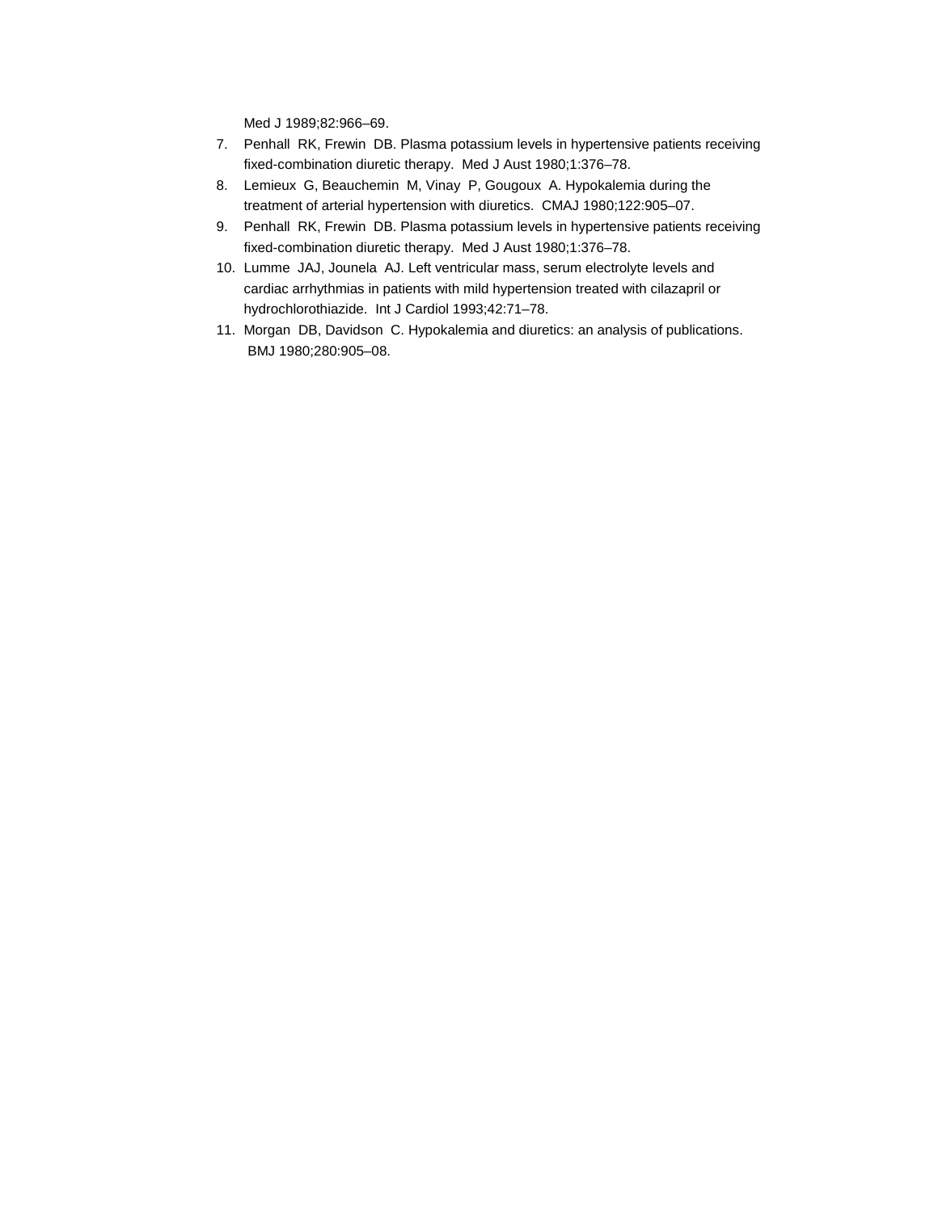Med J 1989;82:966–69.

7. Penhall RK, Frewin DB. Plasma potassium levels in hypertensive patients receiving fixed-combination diuretic therapy. Med J Aust 1980;1:376–78.
8. Lemieux G, Beauchemin M, Vinay P, Gougoux A. Hypokalemia during the treatment of arterial hypertension with diuretics. CMAJ 1980;122:905–07.
9. Penhall RK, Frewin DB. Plasma potassium levels in hypertensive patients receiving fixed-combination diuretic therapy. Med J Aust 1980;1:376–78.
10. Lumme JAJ, Jounela AJ. Left ventricular mass, serum electrolyte levels and cardiac arrhythmias in patients with mild hypertension treated with cilazapril or hydrochlorothiazide. Int J Cardiol 1993;42:71–78.
11. Morgan DB, Davidson C. Hypokalemia and diuretics: an analysis of publications. BMJ 1980;280:905–08.